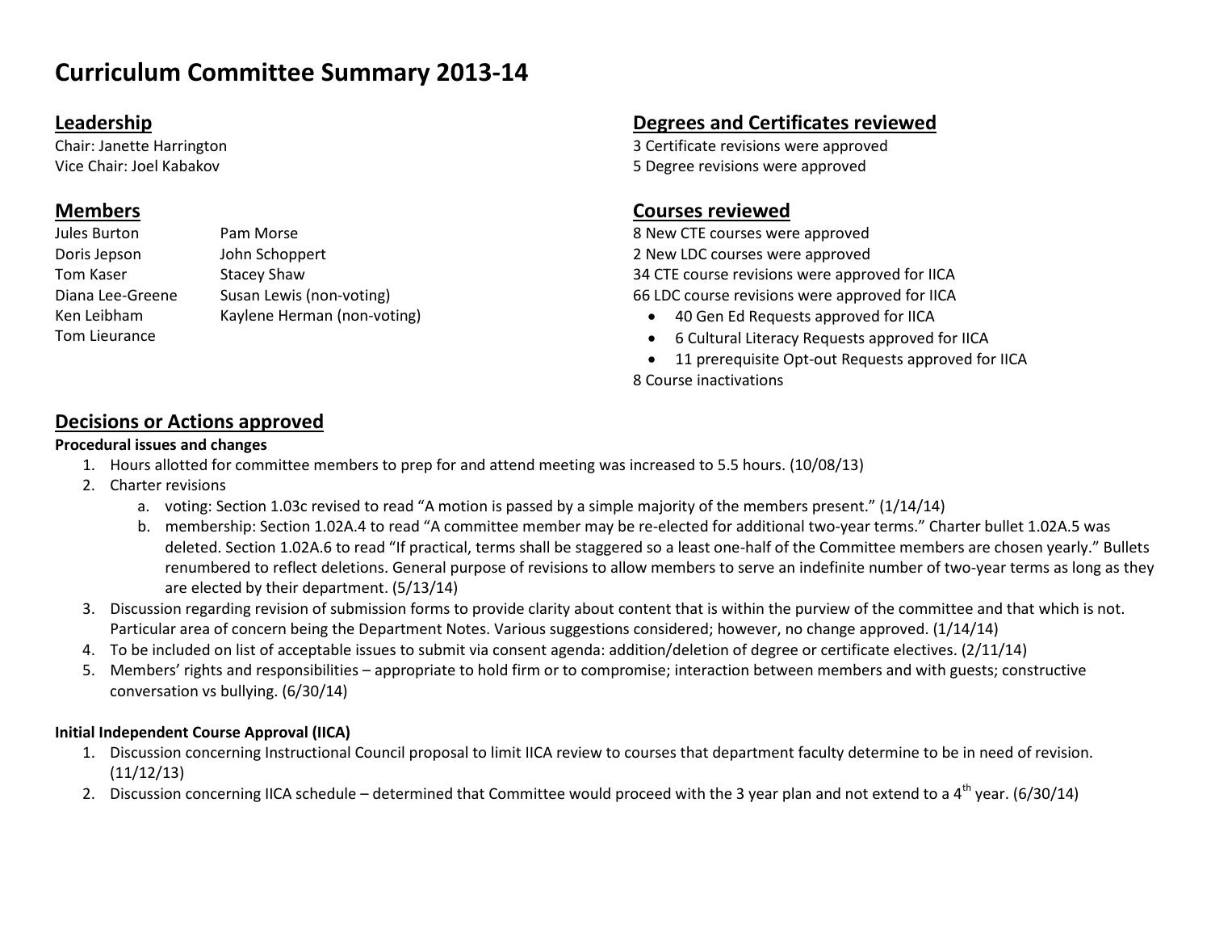# Curriculum Committee Summary 2013-14

## Leadership

Chair: Janette Harrington
Vice Chair: Joel Kabakov

## Members

Jules Burton
Doris Jepson
Tom Kaser
Diana Lee-Greene
Ken Leibham
Tom Lieurance
Pam Morse
John Schoppert
Stacey Shaw
Susan Lewis (non-voting)
Kaylene Herman (non-voting)

## Degrees and Certificates reviewed

3 Certificate revisions were approved
5 Degree revisions were approved

## Courses reviewed

8 New CTE courses were approved
2 New LDC courses were approved
34 CTE course revisions were approved for IICA
66 LDC course revisions were approved for IICA

- 40 Gen Ed Requests approved for IICA
- 6 Cultural Literacy Requests approved for IICA
- 11 prerequisite Opt-out Requests approved for IICA

8 Course inactivations

## Decisions or Actions approved

**Procedural issues and changes**

1. Hours allotted for committee members to prep for and attend meeting was increased to 5.5 hours. (10/08/13)
2. Charter revisions
   a. voting: Section 1.03c revised to read "A motion is passed by a simple majority of the members present." (1/14/14)
   b. membership: Section 1.02A.4 to read "A committee member may be re-elected for additional two-year terms." Charter bullet 1.02A.5 was deleted. Section 1.02A.6 to read "If practical, terms shall be staggered so a least one-half of the Committee members are chosen yearly." Bullets renumbered to reflect deletions. General purpose of revisions to allow members to serve an indefinite number of two-year terms as long as they are elected by their department. (5/13/14)
3. Discussion regarding revision of submission forms to provide clarity about content that is within the purview of the committee and that which is not. Particular area of concern being the Department Notes. Various suggestions considered; however, no change approved. (1/14/14)
4. To be included on list of acceptable issues to submit via consent agenda: addition/deletion of degree or certificate electives. (2/11/14)
5. Members' rights and responsibilities – appropriate to hold firm or to compromise; interaction between members and with guests; constructive conversation vs bullying. (6/30/14)

**Initial Independent Course Approval (IICA)**

1. Discussion concerning Instructional Council proposal to limit IICA review to courses that department faculty determine to be in need of revision. (11/12/13)
2. Discussion concerning IICA schedule – determined that Committee would proceed with the 3 year plan and not extend to a 4th year. (6/30/14)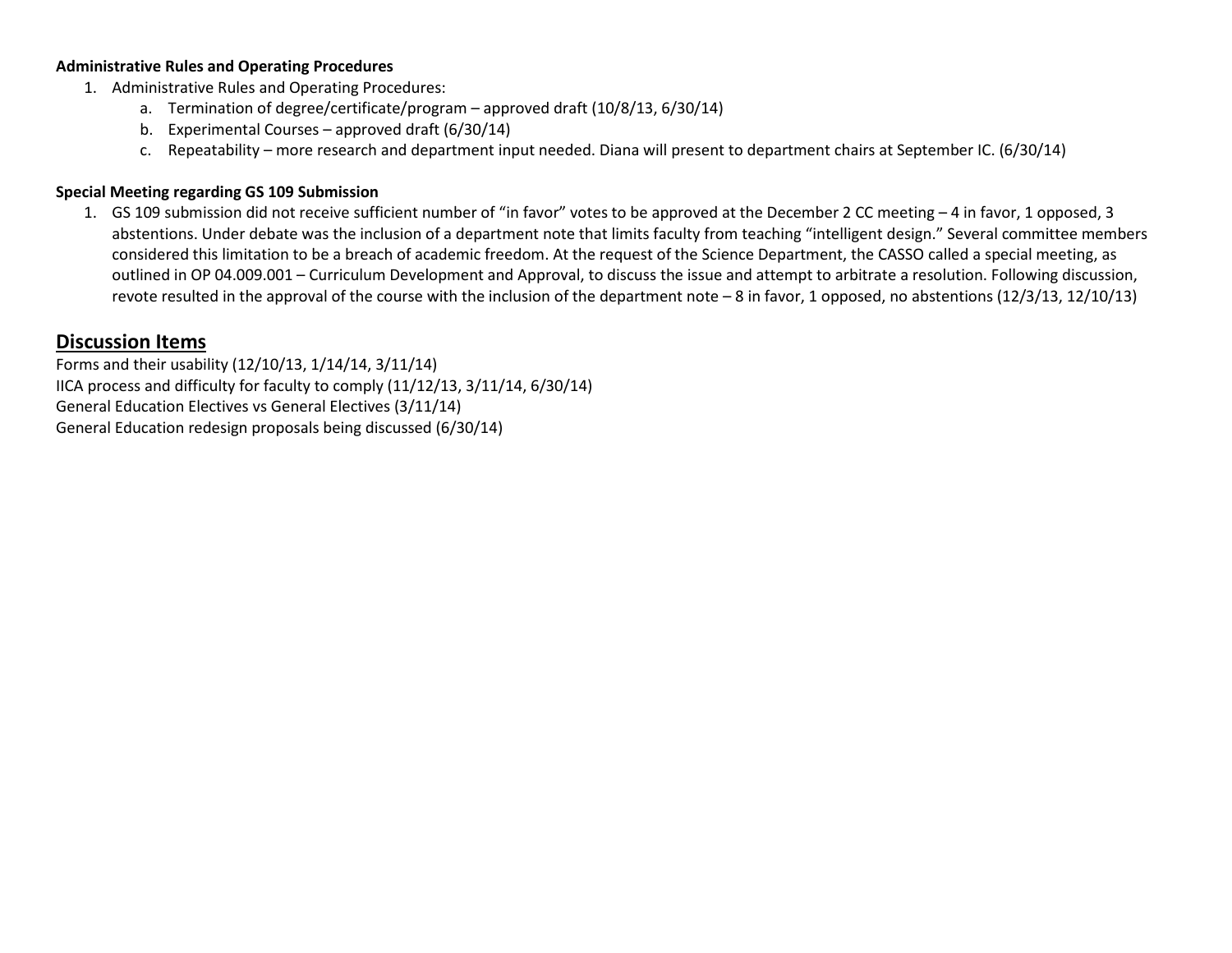**Administrative Rules and Operating Procedures**

1. Administrative Rules and Operating Procedures:
    a. Termination of degree/certificate/program – approved draft (10/8/13, 6/30/14)
    b. Experimental Courses – approved draft (6/30/14)
    c. Repeatability – more research and department input needed. Diana will present to department chairs at September IC. (6/30/14)

**Special Meeting regarding GS 109 Submission**

1. GS 109 submission did not receive sufficient number of "in favor" votes to be approved at the December 2 CC meeting – 4 in favor, 1 opposed, 3 abstentions. Under debate was the inclusion of a department note that limits faculty from teaching "intelligent design." Several committee members considered this limitation to be a breach of academic freedom. At the request of the Science Department, the CASSO called a special meeting, as outlined in OP 04.009.001 – Curriculum Development and Approval, to discuss the issue and attempt to arbitrate a resolution. Following discussion, revote resulted in the approval of the course with the inclusion of the department note – 8 in favor, 1 opposed, no abstentions (12/3/13, 12/10/13)

## Discussion Items

Forms and their usability (12/10/13, 1/14/14, 3/11/14)
IICA process and difficulty for faculty to comply (11/12/13, 3/11/14, 6/30/14)
General Education Electives vs General Electives (3/11/14)
General Education redesign proposals being discussed (6/30/14)